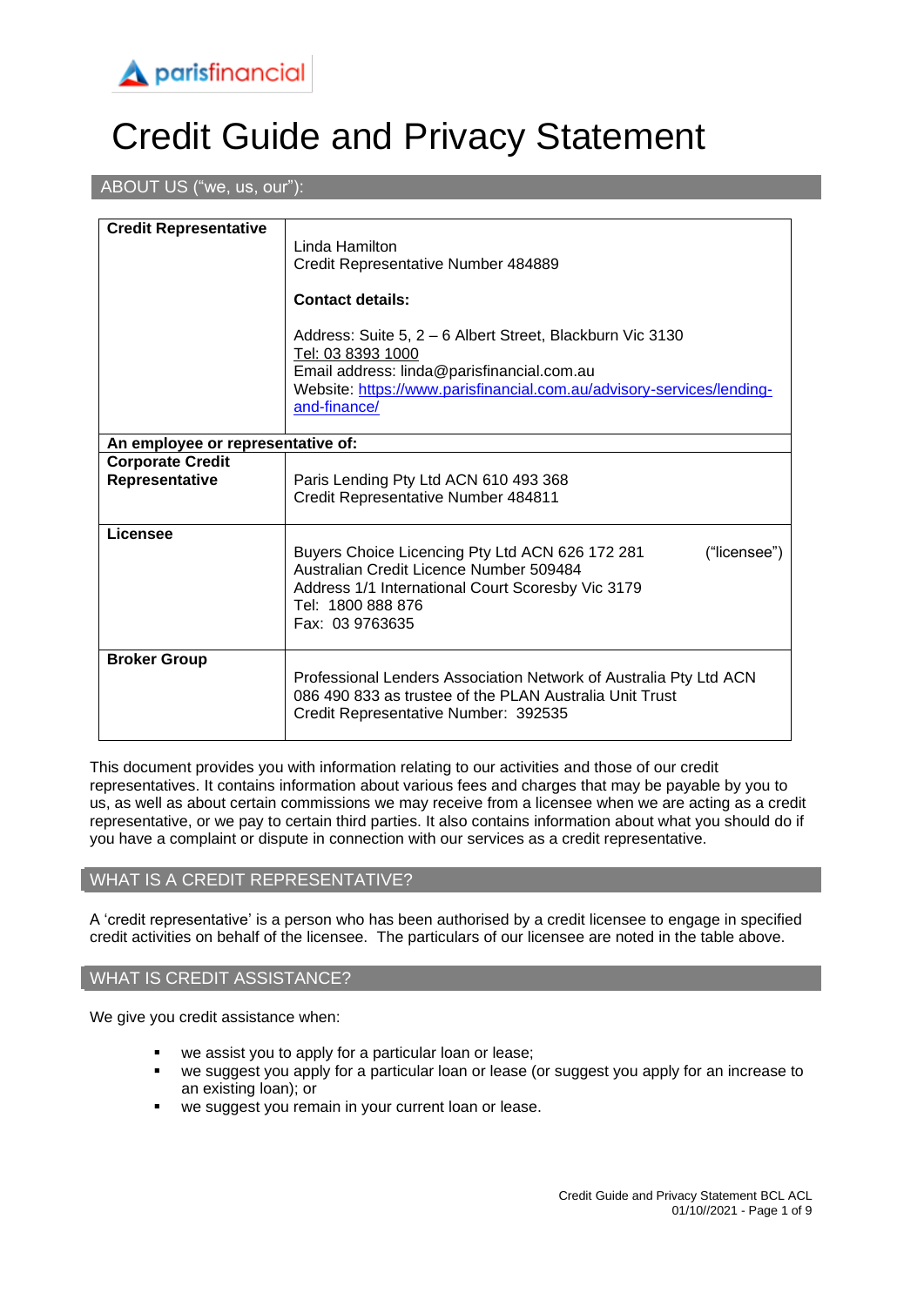parisfinancial

# Credit Guide and Privacy Statement

## ABOUT US ("we, us, our"):

| **Credit Representative** | Linda Hamilton<br>Credit Representative Number 484889<br><br>**Contact details:**<br><br>Address: Suite 5, 2 – 6 Albert Street, Blackburn Vic 3130<br>Tel: 03 8393 1000<br>Email address: linda@parisfinancial.com.au<br>Website: https://www.parisfinancial.com.au/advisory-services/lending-and-finance/ |
|---|---|
| **An employee or representative of:** | |
| **Corporate Credit Representative** | Paris Lending Pty Ltd ACN 610 493 368<br>Credit Representative Number 484811 |
| **Licensee** | Buyers Choice Licencing Pty Ltd ACN 626 172 281 ("licensee")<br>Australian Credit Licence Number 509484<br>Address 1/1 International Court Scoresby Vic 3179<br>Tel: 1800 888 876<br>Fax: 03 9763635 |
| **Broker Group** | Professional Lenders Association Network of Australia Pty Ltd ACN 086 490 833 as trustee of the PLAN Australia Unit Trust<br>Credit Representative Number: 392535 |

This document provides you with information relating to our activities and those of our credit representatives. It contains information about various fees and charges that may be payable by you to us, as well as about certain commissions we may receive from a licensee when we are acting as a credit representative, or we pay to certain third parties. It also contains information about what you should do if you have a complaint or dispute in connection with our services as a credit representative.

## WHAT IS A CREDIT REPRESENTATIVE?

A 'credit representative' is a person who has been authorised by a credit licensee to engage in specified credit activities on behalf of the licensee. The particulars of our licensee are noted in the table above.

## WHAT IS CREDIT ASSISTANCE?

We give you credit assistance when:

- we assist you to apply for a particular loan or lease;
- we suggest you apply for a particular loan or lease (or suggest you apply for an increase to an existing loan); or
- we suggest you remain in your current loan or lease.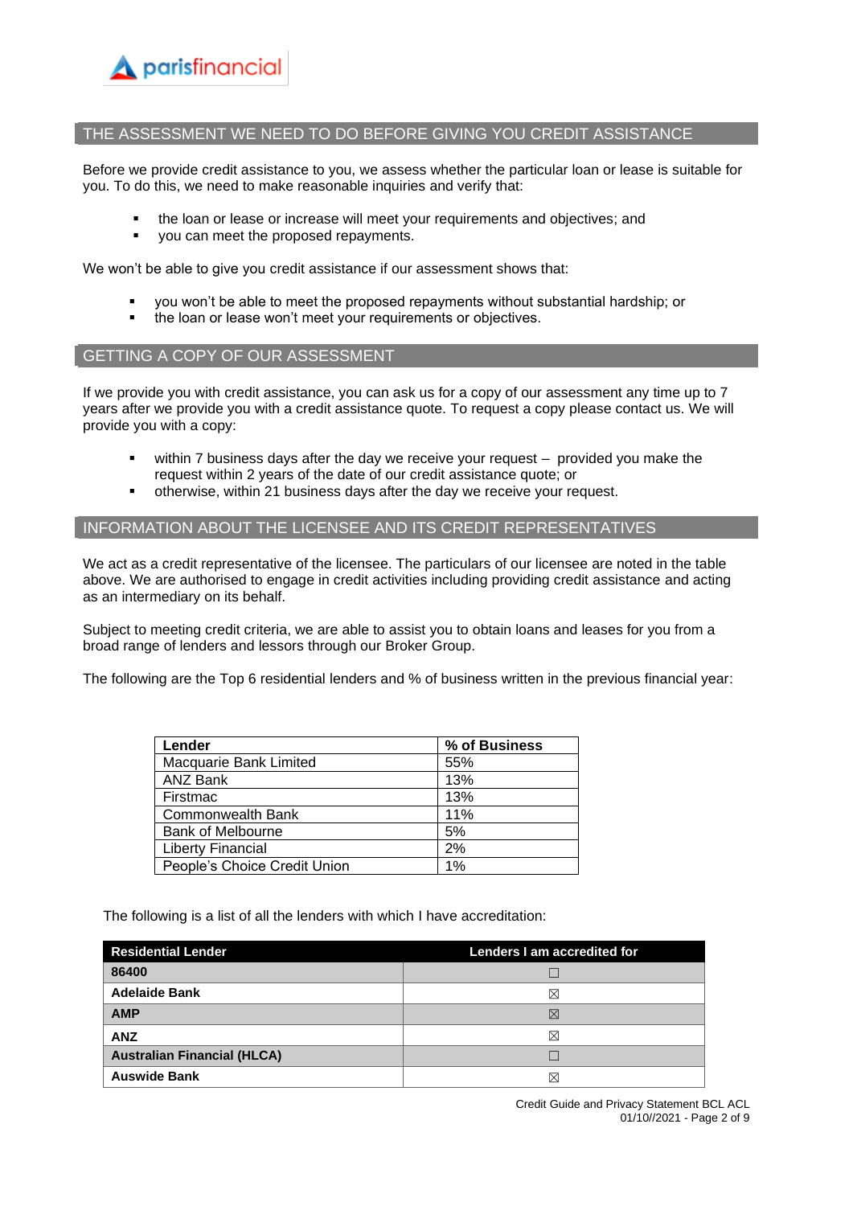## THE ASSESSMENT WE NEED TO DO BEFORE GIVING YOU CREDIT ASSISTANCE

Before we provide credit assistance to you, we assess whether the particular loan or lease is suitable for you. To do this, we need to make reasonable inquiries and verify that:

- the loan or lease or increase will meet your requirements and objectives; and
- you can meet the proposed repayments.

We won't be able to give you credit assistance if our assessment shows that:

- you won't be able to meet the proposed repayments without substantial hardship; or
- the loan or lease won't meet your requirements or objectives.

## GETTING A COPY OF OUR ASSESSMENT

If we provide you with credit assistance, you can ask us for a copy of our assessment any time up to 7 years after we provide you with a credit assistance quote. To request a copy please contact us. We will provide you with a copy:

- within 7 business days after the day we receive your request – provided you make the request within 2 years of the date of our credit assistance quote; or
- otherwise, within 21 business days after the day we receive your request.

## INFORMATION ABOUT THE LICENSEE AND ITS CREDIT REPRESENTATIVES

We act as a credit representative of the licensee. The particulars of our licensee are noted in the table above. We are authorised to engage in credit activities including providing credit assistance and acting as an intermediary on its behalf.

Subject to meeting credit criteria, we are able to assist you to obtain loans and leases for you from a broad range of lenders and lessors through our Broker Group.

The following are the Top 6 residential lenders and % of business written in the previous financial year:

| Lender | % of Business |
|---|---|
| Macquarie Bank Limited | 55% |
| ANZ Bank | 13% |
| Firstmac | 13% |
| Commonwealth Bank | 11% |
| Bank of Melbourne | 5% |
| Liberty Financial | 2% |
| People's Choice Credit Union | 1% |

The following is a list of all the lenders with which I have accreditation:

| Residential Lender | Lenders I am accredited for |
|---|---|
| 86400 | ☐ |
| Adelaide Bank | ☒ |
| AMP | ☒ |
| ANZ | ☒ |
| Australian Financial (HLCA) | ☐ |
| Auswide Bank | ☒ |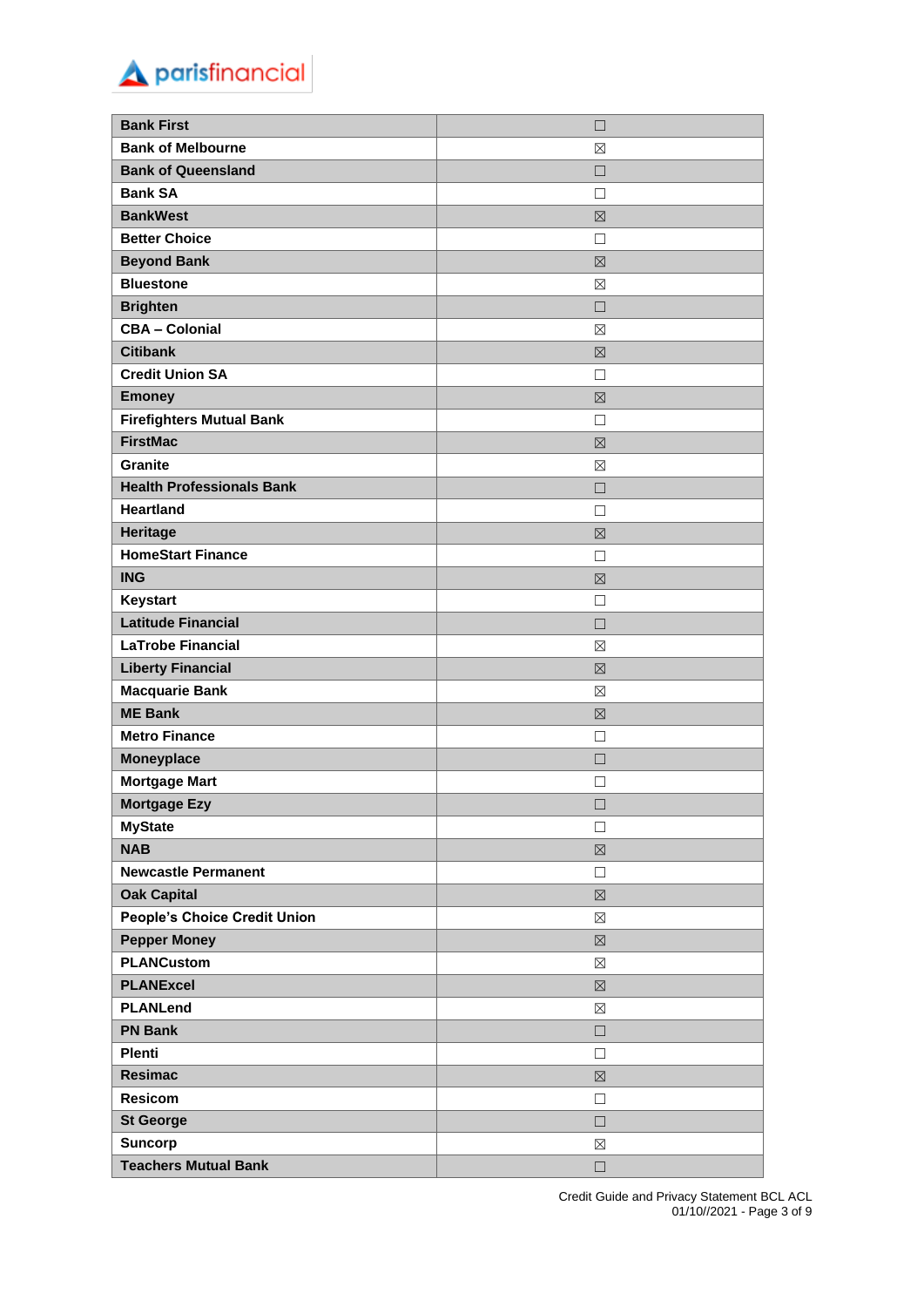| Bank First | ☐ |
|---|---|
| Bank of Melbourne | ☒ |
| Bank of Queensland | ☐ |
| Bank SA | ☐ |
| BankWest | ☒ |
| Better Choice | ☐ |
| Beyond Bank | ☒ |
| Bluestone | ☒ |
| Brighten | ☐ |
| CBA – Colonial | ☒ |
| Citibank | ☒ |
| Credit Union SA | ☐ |
| Emoney | ☒ |
| Firefighters Mutual Bank | ☐ |
| FirstMac | ☒ |
| Granite | ☒ |
| Health Professionals Bank | ☐ |
| Heartland | ☐ |
| Heritage | ☒ |
| HomeStart Finance | ☐ |
| ING | ☒ |
| Keystart | ☐ |
| Latitude Financial | ☐ |
| LaTrobe Financial | ☒ |
| Liberty Financial | ☒ |
| Macquarie Bank | ☒ |
| ME Bank | ☒ |
| Metro Finance | ☐ |
| Moneyplace | ☐ |
| Mortgage Mart | ☐ |
| Mortgage Ezy | ☐ |
| MyState | ☐ |
| NAB | ☒ |
| Newcastle Permanent | ☐ |
| Oak Capital | ☒ |
| People's Choice Credit Union | ☒ |
| Pepper Money | ☒ |
| PLANCustom | ☒ |
| PLANExcel | ☒ |
| PLANLend | ☒ |
| PN Bank | ☐ |
| Plenti | ☐ |
| Resimac | ☒ |
| Resicom | ☐ |
| St George | ☐ |
| Suncorp | ☒ |
| Teachers Mutual Bank | ☐ |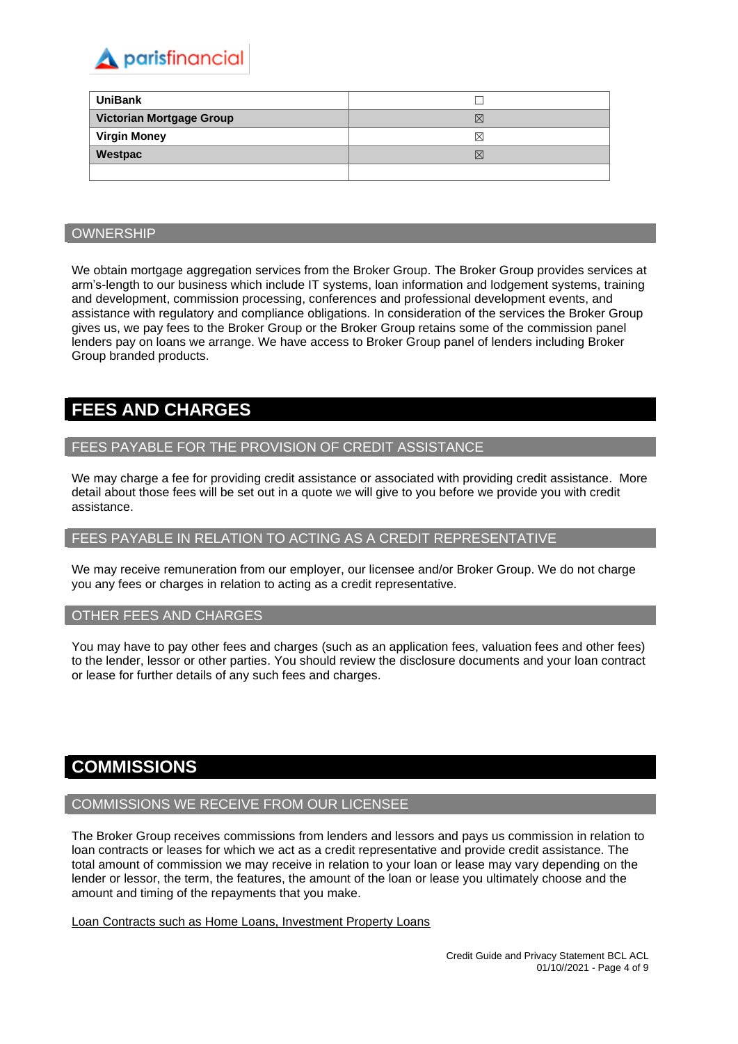| UniBank | ☐ |
| --- | --- |
| **Victorian Mortgage Group** | ☒ |
| **Virgin Money** | ☒ |
| **Westpac** | ☒ |
| | |

## OWNERSHIP

We obtain mortgage aggregation services from the Broker Group. The Broker Group provides services at arm's-length to our business which include IT systems, loan information and lodgement systems, training and development, commission processing, conferences and professional development events, and assistance with regulatory and compliance obligations. In consideration of the services the Broker Group gives us, we pay fees to the Broker Group or the Broker Group retains some of the commission panel lenders pay on loans we arrange. We have access to Broker Group panel of lenders including Broker Group branded products.

# FEES AND CHARGES

## FEES PAYABLE FOR THE PROVISION OF CREDIT ASSISTANCE

We may charge a fee for providing credit assistance or associated with providing credit assistance. More detail about those fees will be set out in a quote we will give to you before we provide you with credit assistance.

## FEES PAYABLE IN RELATION TO ACTING AS A CREDIT REPRESENTATIVE

We may receive remuneration from our employer, our licensee and/or Broker Group. We do not charge you any fees or charges in relation to acting as a credit representative.

## OTHER FEES AND CHARGES

You may have to pay other fees and charges (such as an application fees, valuation fees and other fees) to the lender, lessor or other parties. You should review the disclosure documents and your loan contract or lease for further details of any such fees and charges.

# COMMISSIONS

## COMMISSIONS WE RECEIVE FROM OUR LICENSEE

The Broker Group receives commissions from lenders and lessors and pays us commission in relation to loan contracts or leases for which we act as a credit representative and provide credit assistance. The total amount of commission we may receive in relation to your loan or lease may vary depending on the lender or lessor, the term, the features, the amount of the loan or lease you ultimately choose and the amount and timing of the repayments that you make.

Loan Contracts such as Home Loans, Investment Property Loans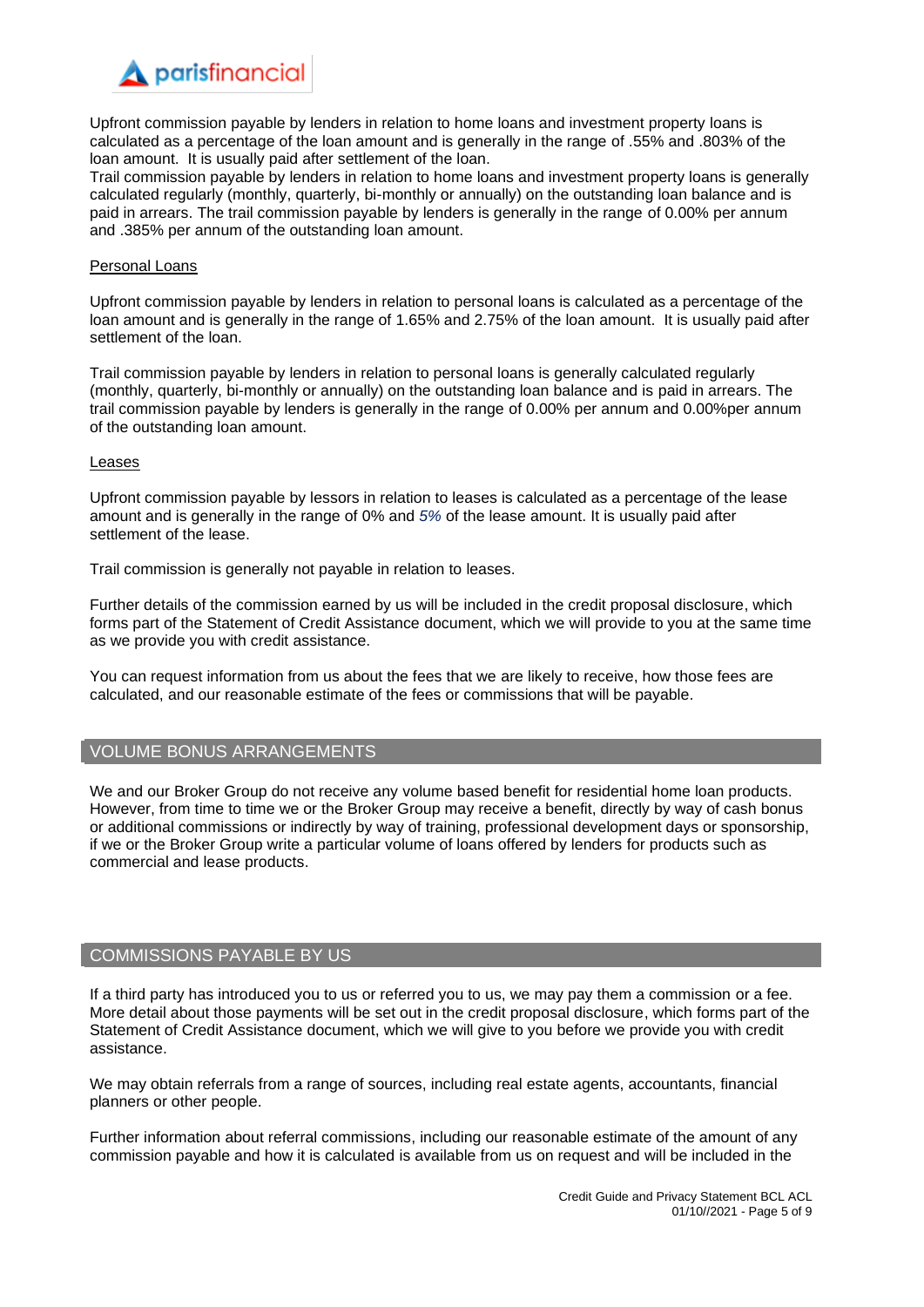Upfront commission payable by lenders in relation to home loans and investment property loans is calculated as a percentage of the loan amount and is generally in the range of .55% and .803% of the loan amount. It is usually paid after settlement of the loan.
Trail commission payable by lenders in relation to home loans and investment property loans is generally calculated regularly (monthly, quarterly, bi-monthly or annually) on the outstanding loan balance and is paid in arrears. The trail commission payable by lenders is generally in the range of 0.00% per annum and .385% per annum of the outstanding loan amount.

Personal Loans

Upfront commission payable by lenders in relation to personal loans is calculated as a percentage of the loan amount and is generally in the range of 1.65% and 2.75% of the loan amount. It is usually paid after settlement of the loan.

Trail commission payable by lenders in relation to personal loans is generally calculated regularly (monthly, quarterly, bi-monthly or annually) on the outstanding loan balance and is paid in arrears. The trail commission payable by lenders is generally in the range of 0.00% per annum and 0.00%per annum of the outstanding loan amount.

Leases

Upfront commission payable by lessors in relation to leases is calculated as a percentage of the lease amount and is generally in the range of 0% and *5%* of the lease amount. It is usually paid after settlement of the lease.

Trail commission is generally not payable in relation to leases.

Further details of the commission earned by us will be included in the credit proposal disclosure, which forms part of the Statement of Credit Assistance document, which we will provide to you at the same time as we provide you with credit assistance.

You can request information from us about the fees that we are likely to receive, how those fees are calculated, and our reasonable estimate of the fees or commissions that will be payable.

## VOLUME BONUS ARRANGEMENTS

We and our Broker Group do not receive any volume based benefit for residential home loan products. However, from time to time we or the Broker Group may receive a benefit, directly by way of cash bonus or additional commissions or indirectly by way of training, professional development days or sponsorship, if we or the Broker Group write a particular volume of loans offered by lenders for products such as commercial and lease products.

## COMMISSIONS PAYABLE BY US

If a third party has introduced you to us or referred you to us, we may pay them a commission or a fee. More detail about those payments will be set out in the credit proposal disclosure, which forms part of the Statement of Credit Assistance document, which we will give to you before we provide you with credit assistance.

We may obtain referrals from a range of sources, including real estate agents, accountants, financial planners or other people.

Further information about referral commissions, including our reasonable estimate of the amount of any commission payable and how it is calculated is available from us on request and will be included in the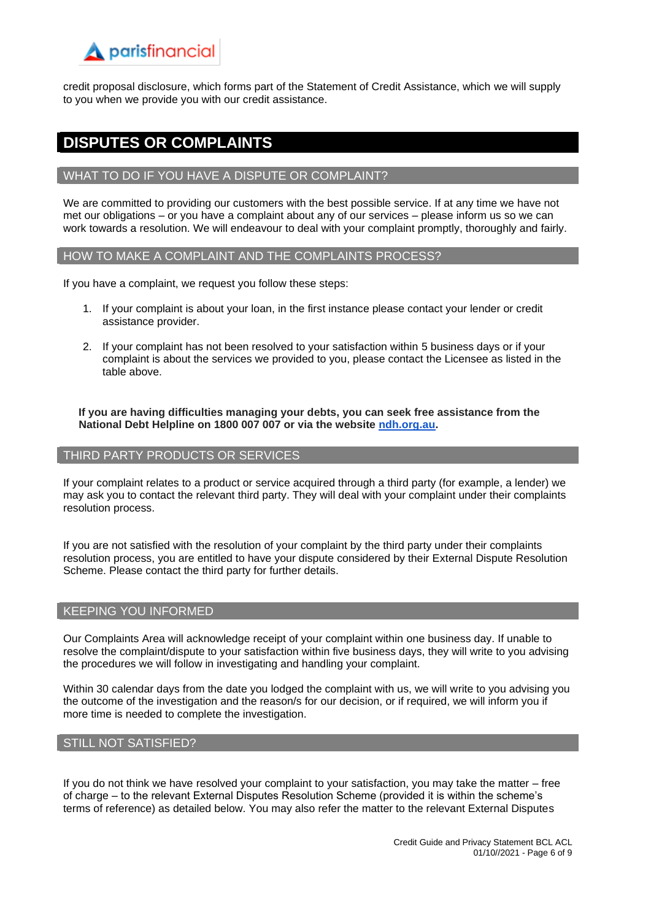credit proposal disclosure, which forms part of the Statement of Credit Assistance, which we will supply to you when we provide you with our credit assistance.

# DISPUTES OR COMPLAINTS

## WHAT TO DO IF YOU HAVE A DISPUTE OR COMPLAINT?

We are committed to providing our customers with the best possible service. If at any time we have not met our obligations – or you have a complaint about any of our services – please inform us so we can work towards a resolution. We will endeavour to deal with your complaint promptly, thoroughly and fairly.

## HOW TO MAKE A COMPLAINT AND THE COMPLAINTS PROCESS?

If you have a complaint, we request you follow these steps:

1. If your complaint is about your loan, in the first instance please contact your lender or credit assistance provider.
2. If your complaint has not been resolved to your satisfaction within 5 business days or if your complaint is about the services we provided to you, please contact the Licensee as listed in the table above.

**If you are having difficulties managing your debts, you can seek free assistance from the National Debt Helpline on 1800 007 007 or via the website [ndh.org.au](ndh.org.au).**

## THIRD PARTY PRODUCTS OR SERVICES

If your complaint relates to a product or service acquired through a third party (for example, a lender) we may ask you to contact the relevant third party. They will deal with your complaint under their complaints resolution process.

If you are not satisfied with the resolution of your complaint by the third party under their complaints resolution process, you are entitled to have your dispute considered by their External Dispute Resolution Scheme. Please contact the third party for further details.

## KEEPING YOU INFORMED

Our Complaints Area will acknowledge receipt of your complaint within one business day. If unable to resolve the complaint/dispute to your satisfaction within five business days, they will write to you advising the procedures we will follow in investigating and handling your complaint.

Within 30 calendar days from the date you lodged the complaint with us, we will write to you advising you the outcome of the investigation and the reason/s for our decision, or if required, we will inform you if more time is needed to complete the investigation.

## STILL NOT SATISFIED?

If you do not think we have resolved your complaint to your satisfaction, you may take the matter – free of charge – to the relevant External Disputes Resolution Scheme (provided it is within the scheme's terms of reference) as detailed below. You may also refer the matter to the relevant External Disputes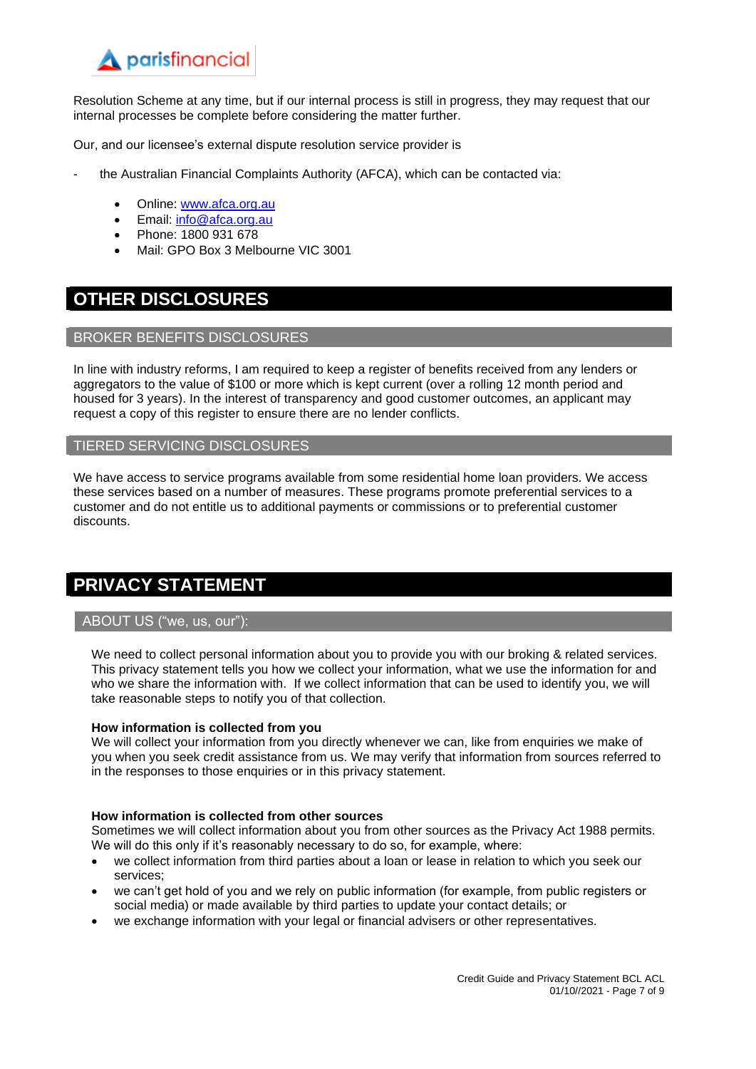Resolution Scheme at any time, but if our internal process is still in progress, they may request that our internal processes be complete before considering the matter further.

Our, and our licensee's external dispute resolution service provider is

- the Australian Financial Complaints Authority (AFCA), which can be contacted via:
    - Online: [www.afca.org.au](http://www.afca.org.au)
    - Email: [info@afca.org.au](mailto:info@afca.org.au)
    - Phone: 1800 931 678
    - Mail: GPO Box 3 Melbourne VIC 3001

# OTHER DISCLOSURES

## BROKER BENEFITS DISCLOSURES

In line with industry reforms, I am required to keep a register of benefits received from any lenders or aggregators to the value of $100 or more which is kept current (over a rolling 12 month period and housed for 3 years). In the interest of transparency and good customer outcomes, an applicant may request a copy of this register to ensure there are no lender conflicts.

## TIERED SERVICING DISCLOSURES

We have access to service programs available from some residential home loan providers. We access these services based on a number of measures. These programs promote preferential services to a customer and do not entitle us to additional payments or commissions or to preferential customer discounts.

# PRIVACY STATEMENT

## ABOUT US ("we, us, our"):

We need to collect personal information about you to provide you with our broking & related services. This privacy statement tells you how we collect your information, what we use the information for and who we share the information with. If we collect information that can be used to identify you, we will take reasonable steps to notify you of that collection.

**How information is collected from you**

We will collect your information from you directly whenever we can, like from enquiries we make of you when you seek credit assistance from us. We may verify that information from sources referred to in the responses to those enquiries or in this privacy statement.

**How information is collected from other sources**

Sometimes we will collect information about you from other sources as the Privacy Act 1988 permits. We will do this only if it's reasonably necessary to do so, for example, where:

- we collect information from third parties about a loan or lease in relation to which you seek our services;
- we can't get hold of you and we rely on public information (for example, from public registers or social media) or made available by third parties to update your contact details; or
- we exchange information with your legal or financial advisers or other representatives.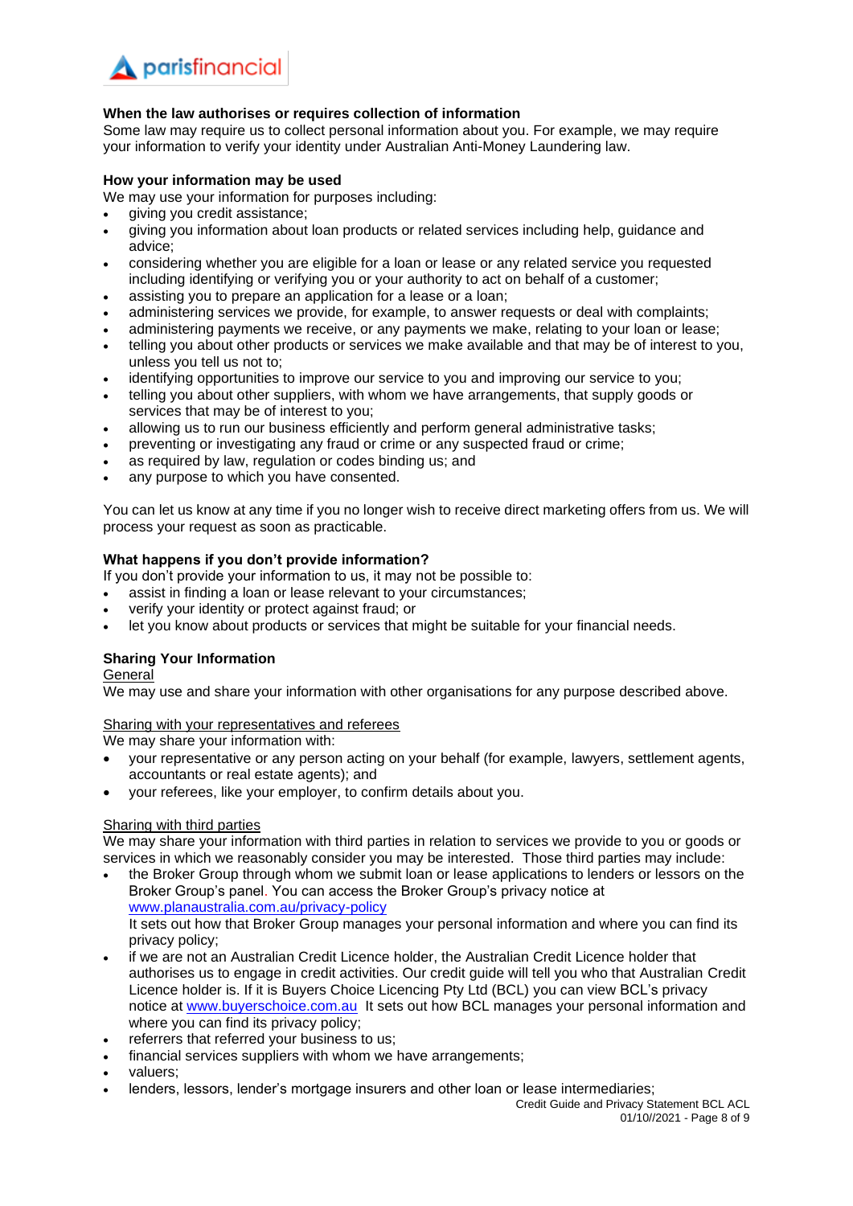**When the law authorises or requires collection of information**

Some law may require us to collect personal information about you. For example, we may require your information to verify your identity under Australian Anti-Money Laundering law.

**How your information may be used**

We may use your information for purposes including:

- giving you credit assistance;
- giving you information about loan products or related services including help, guidance and advice;
- considering whether you are eligible for a loan or lease or any related service you requested including identifying or verifying you or your authority to act on behalf of a customer;
- assisting you to prepare an application for a lease or a loan;
- administering services we provide, for example, to answer requests or deal with complaints;
- administering payments we receive, or any payments we make, relating to your loan or lease;
- telling you about other products or services we make available and that may be of interest to you, unless you tell us not to;
- identifying opportunities to improve our service to you and improving our service to you;
- telling you about other suppliers, with whom we have arrangements, that supply goods or services that may be of interest to you;
- allowing us to run our business efficiently and perform general administrative tasks;
- preventing or investigating any fraud or crime or any suspected fraud or crime;
- as required by law, regulation or codes binding us; and
- any purpose to which you have consented.

You can let us know at any time if you no longer wish to receive direct marketing offers from us. We will process your request as soon as practicable.

**What happens if you don't provide information?**

If you don't provide your information to us, it may not be possible to:

- assist in finding a loan or lease relevant to your circumstances;
- verify your identity or protect against fraud; or
- let you know about products or services that might be suitable for your financial needs.

**Sharing Your Information**

General

We may use and share your information with other organisations for any purpose described above.

Sharing with your representatives and referees

We may share your information with:

- your representative or any person acting on your behalf (for example, lawyers, settlement agents, accountants or real estate agents); and
- your referees, like your employer, to confirm details about you.

Sharing with third parties

We may share your information with third parties in relation to services we provide to you or goods or services in which we reasonably consider you may be interested. Those third parties may include:

- the Broker Group through whom we submit loan or lease applications to lenders or lessors on the Broker Group's panel. You can access the Broker Group's privacy notice at www.planaustralia.com.au/privacy-policy
  It sets out how that Broker Group manages your personal information and where you can find its privacy policy;
- if we are not an Australian Credit Licence holder, the Australian Credit Licence holder that authorises us to engage in credit activities. Our credit guide will tell you who that Australian Credit Licence holder is. If it is Buyers Choice Licencing Pty Ltd (BCL) you can view BCL's privacy notice at www.buyerschoice.com.au It sets out how BCL manages your personal information and where you can find its privacy policy;
- referrers that referred your business to us;
- financial services suppliers with whom we have arrangements;
- valuers;
- lenders, lessors, lender's mortgage insurers and other loan or lease intermediaries;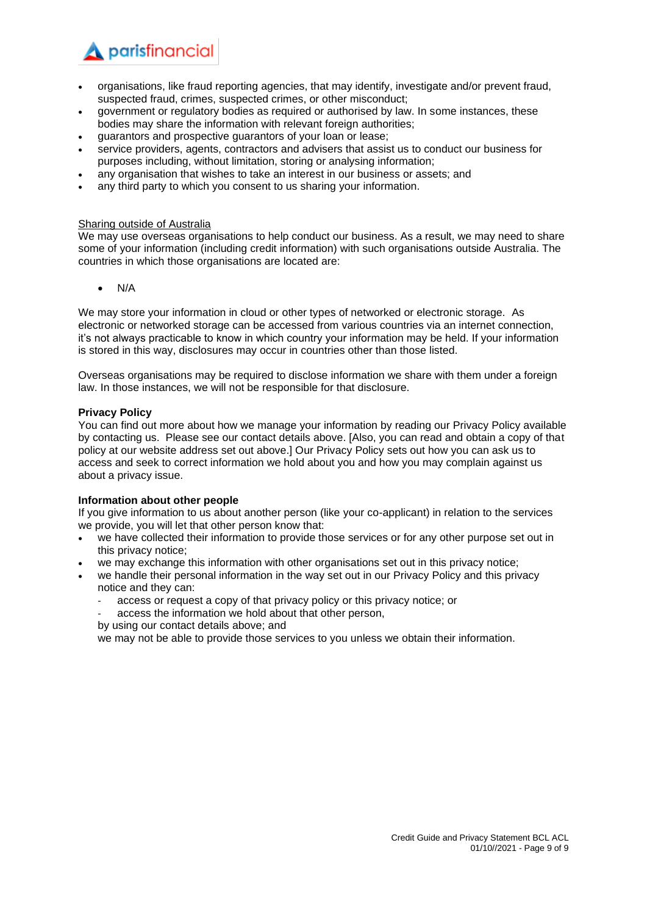- organisations, like fraud reporting agencies, that may identify, investigate and/or prevent fraud, suspected fraud, crimes, suspected crimes, or other misconduct;
- government or regulatory bodies as required or authorised by law. In some instances, these bodies may share the information with relevant foreign authorities;
- guarantors and prospective guarantors of your loan or lease;
- service providers, agents, contractors and advisers that assist us to conduct our business for purposes including, without limitation, storing or analysing information;
- any organisation that wishes to take an interest in our business or assets; and
- any third party to which you consent to us sharing your information.

<u>Sharing outside of Australia</u>

We may use overseas organisations to help conduct our business. As a result, we may need to share some of your information (including credit information) with such organisations outside Australia. The countries in which those organisations are located are:

- N/A

We may store your information in cloud or other types of networked or electronic storage. As electronic or networked storage can be accessed from various countries via an internet connection, it's not always practicable to know in which country your information may be held. If your information is stored in this way, disclosures may occur in countries other than those listed.

Overseas organisations may be required to disclose information we share with them under a foreign law. In those instances, we will not be responsible for that disclosure.

**Privacy Policy**

You can find out more about how we manage your information by reading our Privacy Policy available by contacting us. Please see our contact details above. [Also, you can read and obtain a copy of that policy at our website address set out above.] Our Privacy Policy sets out how you can ask us to access and seek to correct information we hold about you and how you may complain against us about a privacy issue.

**Information about other people**

If you give information to us about another person (like your co-applicant) in relation to the services we provide, you will let that other person know that:

- we have collected their information to provide those services or for any other purpose set out in this privacy notice;
- we may exchange this information with other organisations set out in this privacy notice;
- we handle their personal information in the way set out in our Privacy Policy and this privacy notice and they can:
  - access or request a copy of that privacy policy or this privacy notice; or
  - access the information we hold about that other person,

  by using our contact details above; and

  we may not be able to provide those services to you unless we obtain their information.